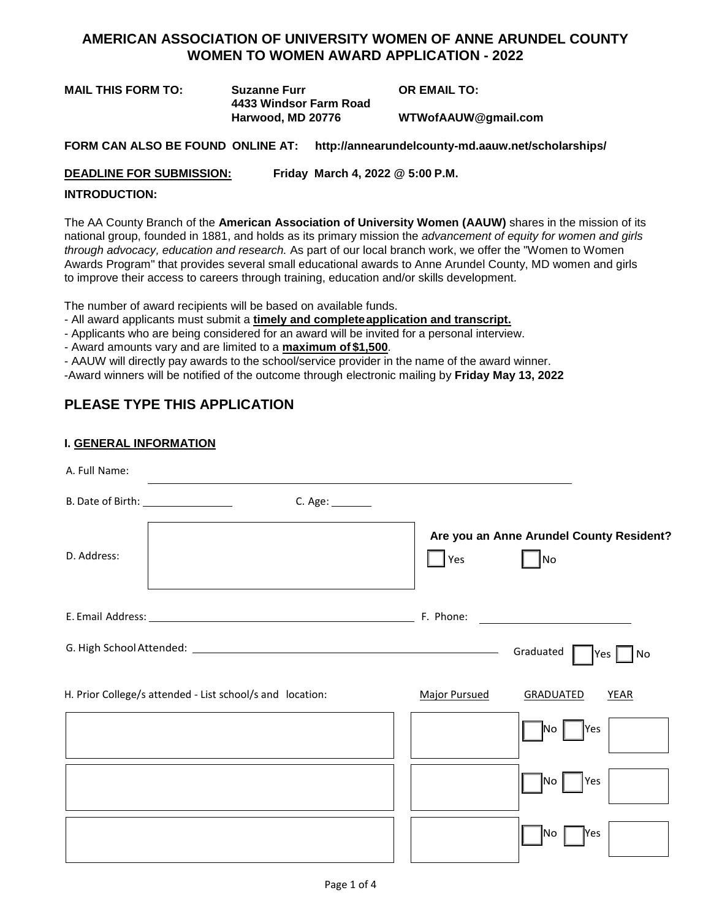# AMERICAN ASSOCIATION OF UNIVERSITY WOMEN OF ANNE ARUNDEL COUNTY
## WOMEN TO WOMEN AWARD APPLICATION - 2022

**MAIL THIS FORM TO:** **Suzanne Furr**
**4433 Windsor Farm Road**
**Harwood, MD 20776**

**OR EMAIL TO:** **WTWofAAUW@gmail.com**

**FORM CAN ALSO BE FOUND ONLINE AT:** **http://annearundelcounty-md.aauw.net/scholarships/**

**DEADLINE FOR SUBMISSION:** **Friday March 4, 2022 @ 5:00 P.M.**

**INTRODUCTION:**

The AA County Branch of the **American Association of University Women (AAUW)** shares in the mission of its national group, founded in 1881, and holds as its primary mission the *advancement of equity for women and girls through advocacy, education and research.* As part of our local branch work, we offer the "Women to Women Awards Program" that provides several small educational awards to Anne Arundel County, MD women and girls to improve their access to careers through training, education and/or skills development.

The number of award recipients will be based on available funds.

- All award applicants must submit a **timely and complete application and transcript.**
- Applicants who are being considered for an award will be invited for a personal interview.
- Award amounts vary and are limited to a **maximum of $1,500**.
- AAUW will directly pay awards to the school/service provider in the name of the award winner.
- Award winners will be notified of the outcome through electronic mailing by **Friday May 13, 2022**

## PLEASE TYPE THIS APPLICATION

### I. GENERAL INFORMATION

A. Full Name: ____________________

B. Date of Birth: ____________ C. Age: ______

D. Address: ____________________

**Are you an Anne Arundel County Resident?** ☐ Yes ☐ No

E. Email Address: ____________________ F. Phone: ____________

G. High School Attended: ____________________ Graduated ☐ Yes ☐ No

H. Prior College/s attended - List school/s and location:

| School/s and location | Major Pursued | GRADUATED | YEAR |
|---|---|---|---|
| | | ☐ No ☐ Yes | |
| | | ☐ No ☐ Yes | |
| | | ☐ No ☐ Yes | |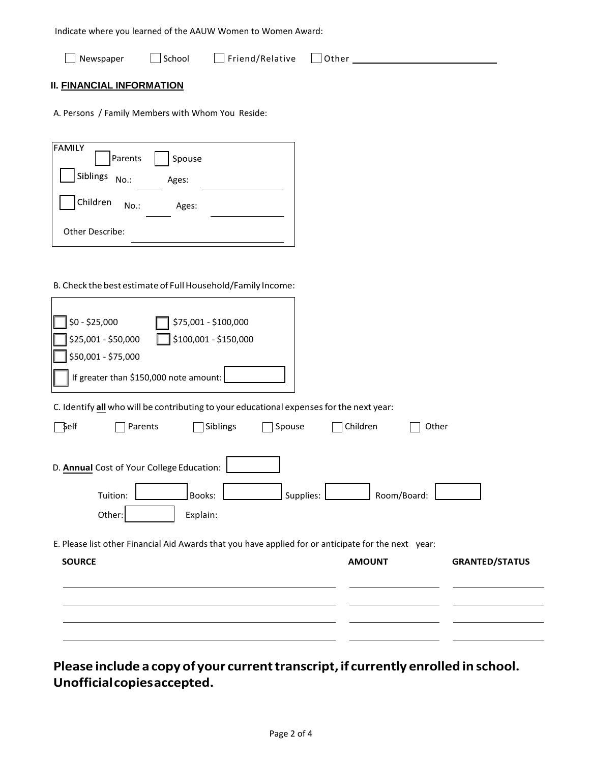Indicate where you learned of the AAUW Women to Women Award:

☐ Newspaper ☐ School ☐ Friend/Relative ☐ Other ______________________

## II. FINANCIAL INFORMATION

A. Persons / Family Members with Whom You Reside:

FAMILY
☐ Parents ☐ Spouse
☐ Siblings No.: _____ Ages: ______________
☐ Children No.: _____ Ages: ______________
Other Describe: ______________________

B. Check the best estimate of Full Household/Family Income:

☐ $0 - $25,000 ☐ $75,001 - $100,000
☐ $25,001 - $50,000 ☐ $100,001 - $150,000
☐ $50,001 - $75,000
☐ If greater than $150,000 note amount: [ ]

C. Identify **all** who will be contributing to your educational expenses for the next year:

☐ Self ☐ Parents ☐ Siblings ☐ Spouse ☐ Children ☐ Other

D. **Annual** Cost of Your College Education: [ ]

Tuition: [ ] Books: [ ] Supplies: [ ] Room/Board: [ ]
Other: [ ] Explain:

E. Please list other Financial Aid Awards that you have applied for or anticipate for the next year:

| SOURCE | AMOUNT | GRANTED/STATUS |
|---|---|---|
| | | |
| | | |
| | | |
| | | |

**Please include a copy of your current transcript, if currently enrolled in school. Unofficial copies accepted.**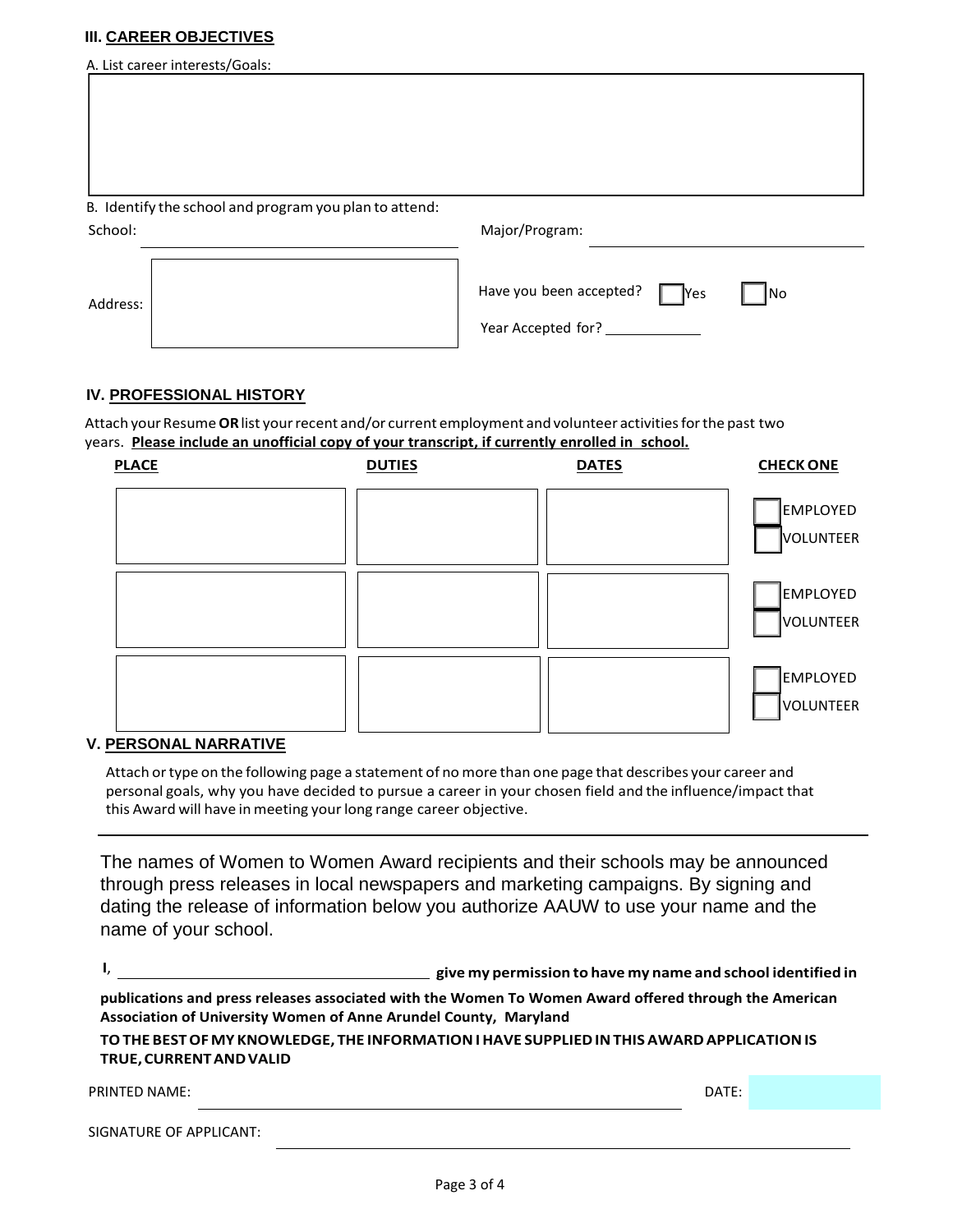### III. CAREER OBJECTIVES

A. List career interests/Goals:

B. Identify the school and program you plan to attend:

School: ____________________ Major/Program: ____________________

Address:

Have you been accepted? ☐ Yes ☐ No

Year Accepted for? __________

### IV. PROFESSIONAL HISTORY

Attach your Resume **OR** list your recent and/or current employment and volunteer activities for the past two years. **Please include an unofficial copy of your transcript, if currently enrolled in school.**

| PLACE | DUTIES | DATES | CHECK ONE |
|---|---|---|---|
| | | | ☐ EMPLOYED ☐ VOLUNTEER |
| | | | ☐ EMPLOYED ☐ VOLUNTEER |
| | | | ☐ EMPLOYED ☐ VOLUNTEER |

### V. PERSONAL NARRATIVE

Attach or type on the following page a statement of no more than one page that describes your career and personal goals, why you have decided to pursue a career in your chosen field and the influence/impact that this Award will have in meeting your long range career objective.

---

The names of Women to Women Award recipients and their schools may be announced through press releases in local newspapers and marketing campaigns. By signing and dating the release of information below you authorize AAUW to use your name and the name of your school.

**I,** ____________________ **give my permission to have my name and school identified in publications and press releases associated with the Women To Women Award offered through the American Association of University Women of Anne Arundel County, Maryland**

**TO THE BEST OF MY KNOWLEDGE, THE INFORMATION I HAVE SUPPLIED IN THIS AWARD APPLICATION IS TRUE, CURRENT AND VALID**

PRINTED NAME: ____________________ DATE:

SIGNATURE OF APPLICANT: ____________________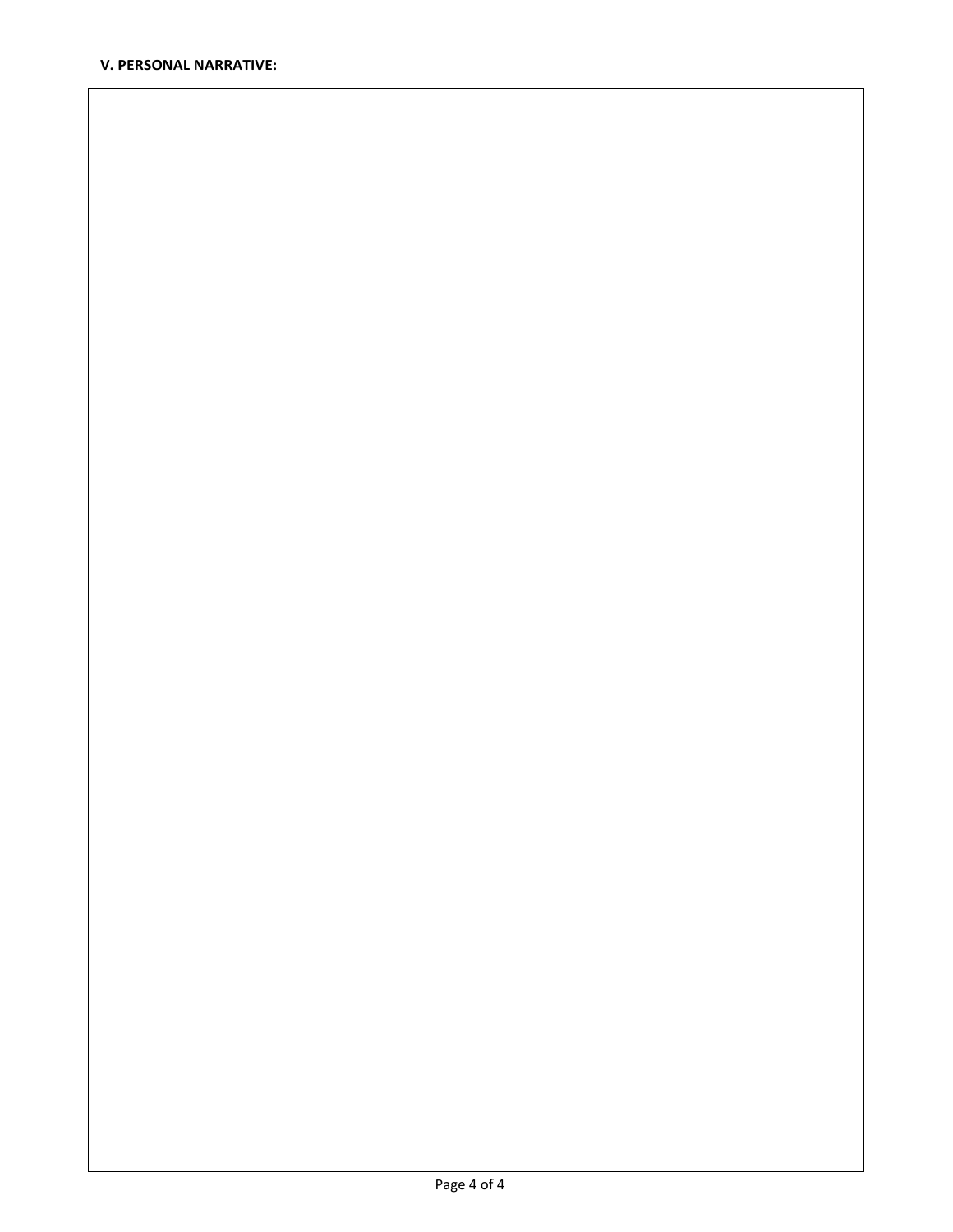**V. PERSONAL NARRATIVE:**